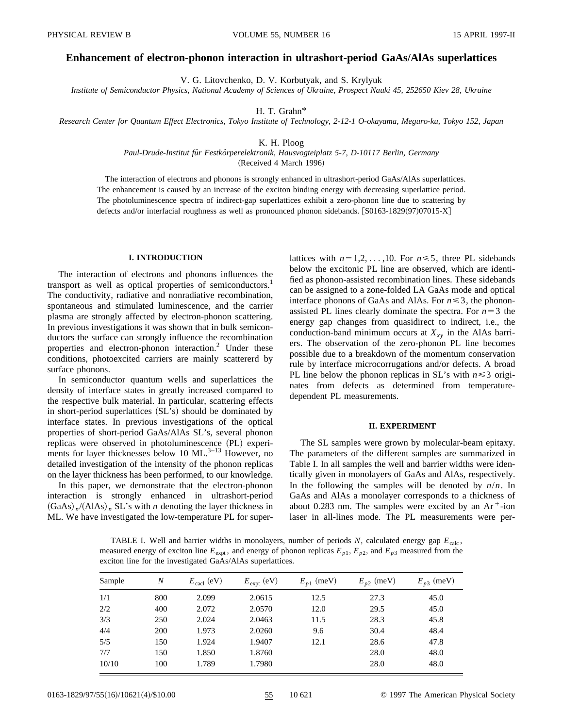# Enhancement of electron-phonon interaction in ultrashort-period GaAs/AlAs superlattices

V. G. Litovchenko, D. V. Korbutyak, and S. Krylyuk

*Institute of Semiconductor Physics, National Academy of Sciences of Ukraine, Prospect Nauki 45, 252650 Kiev 28, Ukraine*

H. T. Grahn*

*Research Center for Quantum Effect Electronics, Tokyo Institute of Technology, 2-12-1 O-okayama, Meguro-ku, Tokyo 152, Japan*

K. H. Ploog

*Paul-Drude-Institut für Festkörperelektronik, Hausvogteiplatz 5-7, D-10117 Berlin, Germany*

(Received 4 March 1996)

The interaction of electrons and phonons is strongly enhanced in ultrashort-period GaAs/AlAs superlattices. The enhancement is caused by an increase of the exciton binding energy with decreasing superlattice period. The photoluminescence spectra of indirect-gap superlattices exhibit a zero-phonon line due to scattering by defects and/or interfacial roughness as well as pronounced phonon sidebands. [S0163-1829(97)07015-X]

## I. INTRODUCTION

The interaction of electrons and phonons influences the transport as well as optical properties of semiconductors.[1] The conductivity, radiative and nonradiative recombination, spontaneous and stimulated luminescence, and the carrier plasma are strongly affected by electron-phonon scattering. In previous investigations it was shown that in bulk semiconductors the surface can strongly influence the recombination properties and electron-phonon interaction.[2] Under these conditions, photoexcited carriers are mainly scattererd by surface phonons.

In semiconductor quantum wells and superlattices the density of interface states in greatly increased compared to the respective bulk material. In particular, scattering effects in short-period superlattices (SL's) should be dominated by interface states. In previous investigations of the optical properties of short-period GaAs/AlAs SL's, several phonon replicas were observed in photoluminescence (PL) experiments for layer thicknesses below 10 ML.[3–13] However, no detailed investigation of the intensity of the phonon replicas on the layer thickness has been performed, to our knowledge.

In this paper, we demonstrate that the electron-phonon interaction is strongly enhanced in ultrashort-period $(\mathrm{GaAs})_n/(\mathrm{AlAs})_n$ SL's with $n$ denoting the layer thickness in ML. We have investigated the low-temperature PL for superlattices with $n=1,2,\ldots,10$. For $n \leqslant 5$, three PL sidebands below the excitonic PL line are observed, which are identified as phonon-assisted recombination lines. These sidebands can be assigned to a zone-folded LA GaAs mode and optical interface phonons of GaAs and AlAs. For $n \leqslant 3$, the phonon-assisted PL lines clearly dominate the spectra. For $n=3$ the energy gap changes from quasidirect to indirect, i.e., the conduction-band minimum occurs at $X_{xy}$ in the AlAs barriers. The observation of the zero-phonon PL line becomes possible due to a breakdown of the momentum conservation rule by interface microcorrugations and/or defects. A broad PL line below the phonon replicas in SL's with $n \leqslant 3$ originates from defects as determined from temperature-dependent PL measurements.

## II. EXPERIMENT

The SL samples were grown by molecular-beam epitaxy. The parameters of the different samples are summarized in Table I. In all samples the well and barrier widths were identically given in monolayers of GaAs and AlAs, respectively. In the following the samples will be denoted by $n/n$. In GaAs and AlAs a monolayer corresponds to a thickness of about 0.283 nm. The samples were excited by an $\mathrm{Ar}^+$-ion laser in all-lines mode. The PL measurements were per-

TABLE I. Well and barrier widths in monolayers, number of periods $N$, calculated energy gap $E_{\mathrm{calc}}$, measured energy of exciton line $E_{\mathrm{expt}}$, and energy of phonon replicas $E_{p1}$, $E_{p2}$, and $E_{p3}$ measured from the exciton line for the investigated GaAs/AlAs superlattices.

| Sample | $N$ | $E_{\mathrm{cacl}}$ (eV) | $E_{\mathrm{expt}}$ (eV) | $E_{p1}$ (meV) | $E_{p2}$ (meV) | $E_{p3}$ (meV) |
|---|---|---|---|---|---|---|
| 1/1 | 800 | 2.099 | 2.0615 | 12.5 | 27.3 | 45.0 |
| 2/2 | 400 | 2.072 | 2.0570 | 12.0 | 29.5 | 45.0 |
| 3/3 | 250 | 2.024 | 2.0463 | 11.5 | 28.3 | 45.8 |
| 4/4 | 200 | 1.973 | 2.0260 | 9.6 | 30.4 | 48.4 |
| 5/5 | 150 | 1.924 | 1.9407 | 12.1 | 28.6 | 47.8 |
| 7/7 | 150 | 1.850 | 1.8760 | | 28.0 | 48.0 |
| 10/10 | 100 | 1.789 | 1.7980 | | 28.0 | 48.0 |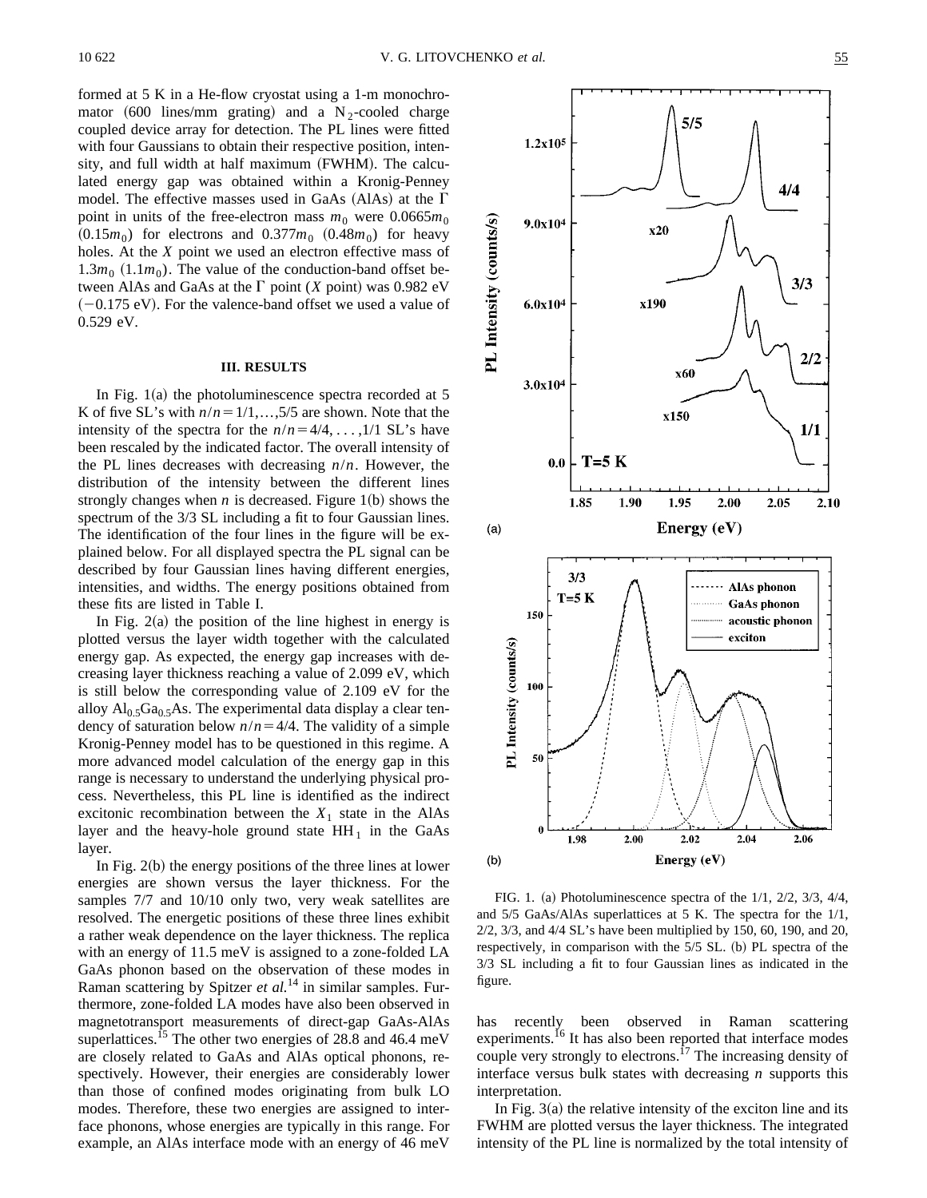formed at 5 K in a He-flow cryostat using a 1-m monochromator (600 lines/mm grating) and a $N_2$-cooled charge coupled device array for detection. The PL lines were fitted with four Gaussians to obtain their respective position, intensity, and full width at half maximum (FWHM). The calculated energy gap was obtained within a Kronig-Penney model. The effective masses used in GaAs (AlAs) at the $\Gamma$ point in units of the free-electron mass $m_0$ were $0.0665m_0$ ($0.15m_0$) for electrons and $0.377m_0$ ($0.48m_0$) for heavy holes. At the $X$ point we used an electron effective mass of $1.3m_0$ ($1.1m_0$). The value of the conduction-band offset between AlAs and GaAs at the $\Gamma$ point ($X$ point) was 0.982 eV ($-0.175$ eV). For the valence-band offset we used a value of 0.529 eV.

## III. RESULTS

In Fig. 1(a) the photoluminescence spectra recorded at 5 K of five SL's with $n/n = 1/1, \ldots, 5/5$ are shown. Note that the intensity of the spectra for the $n/n = 4/4, \ldots, 1/1$ SL's have been rescaled by the indicated factor. The overall intensity of the PL lines decreases with decreasing $n/n$. However, the distribution of the intensity between the different lines strongly changes when $n$ is decreased. Figure 1(b) shows the spectrum of the 3/3 SL including a fit to four Gaussian lines. The identification of the four lines in the figure will be explained below. For all displayed spectra the PL signal can be described by four Gaussian lines having different energies, intensities, and widths. The energy positions obtained from these fits are listed in Table I.

In Fig. 2(a) the position of the line highest in energy is plotted versus the layer width together with the calculated energy gap. As expected, the energy gap increases with decreasing layer thickness reaching a value of 2.099 eV, which is still below the corresponding value of 2.109 eV for the alloy $Al_{0.5}Ga_{0.5}As$. The experimental data display a clear tendency of saturation below $n/n = 4/4$. The validity of a simple Kronig-Penney model has to be questioned in this regime. A more advanced model calculation of the energy gap in this range is necessary to understand the underlying physical process. Nevertheless, this PL line is identified as the indirect excitonic recombination between the $X_1$ state in the AlAs layer and the heavy-hole ground state $HH_1$ in the GaAs layer.

In Fig. 2(b) the energy positions of the three lines at lower energies are shown versus the layer thickness. For the samples 7/7 and 10/10 only two, very weak satellites are resolved. The energetic positions of these three lines exhibit a rather weak dependence on the layer thickness. The replica with an energy of 11.5 meV is assigned to a zone-folded LA GaAs phonon based on the observation of these modes in Raman scattering by Spitzer *et al.*[14] in similar samples. Furthermore, zone-folded LA modes have also been observed in magnetotransport measurements of direct-gap GaAs-AlAs superlattices.[15] The other two energies of 28.8 and 46.4 meV are closely related to GaAs and AlAs optical phonons, respectively. However, their energies are considerably lower than those of confined modes originating from bulk LO modes. Therefore, these two energies are assigned to interface phonons, whose energies are typically in this range. For example, an AlAs interface mode with an energy of 46 meV has recently been observed in Raman scattering experiments.[16] It has also been reported that interface modes couple very strongly to electrons.[17] The increasing density of interface versus bulk states with decreasing $n$ supports this interpretation.

In Fig. 3(a) the relative intensity of the exciton line and its FWHM are plotted versus the layer thickness. The integrated intensity of the PL line is normalized by the total intensity of

FIG. 1. (a) Photoluminescence spectra of the 1/1, 2/2, 3/3, 4/4, and 5/5 GaAs/AlAs superlattices at 5 K. The spectra for the 1/1, 2/2, 3/3, and 4/4 SL's have been multiplied by 150, 60, 190, and 20, respectively, in comparison with the 5/5 SL. (b) PL spectra of the 3/3 SL including a fit to four Gaussian lines as indicated in the figure.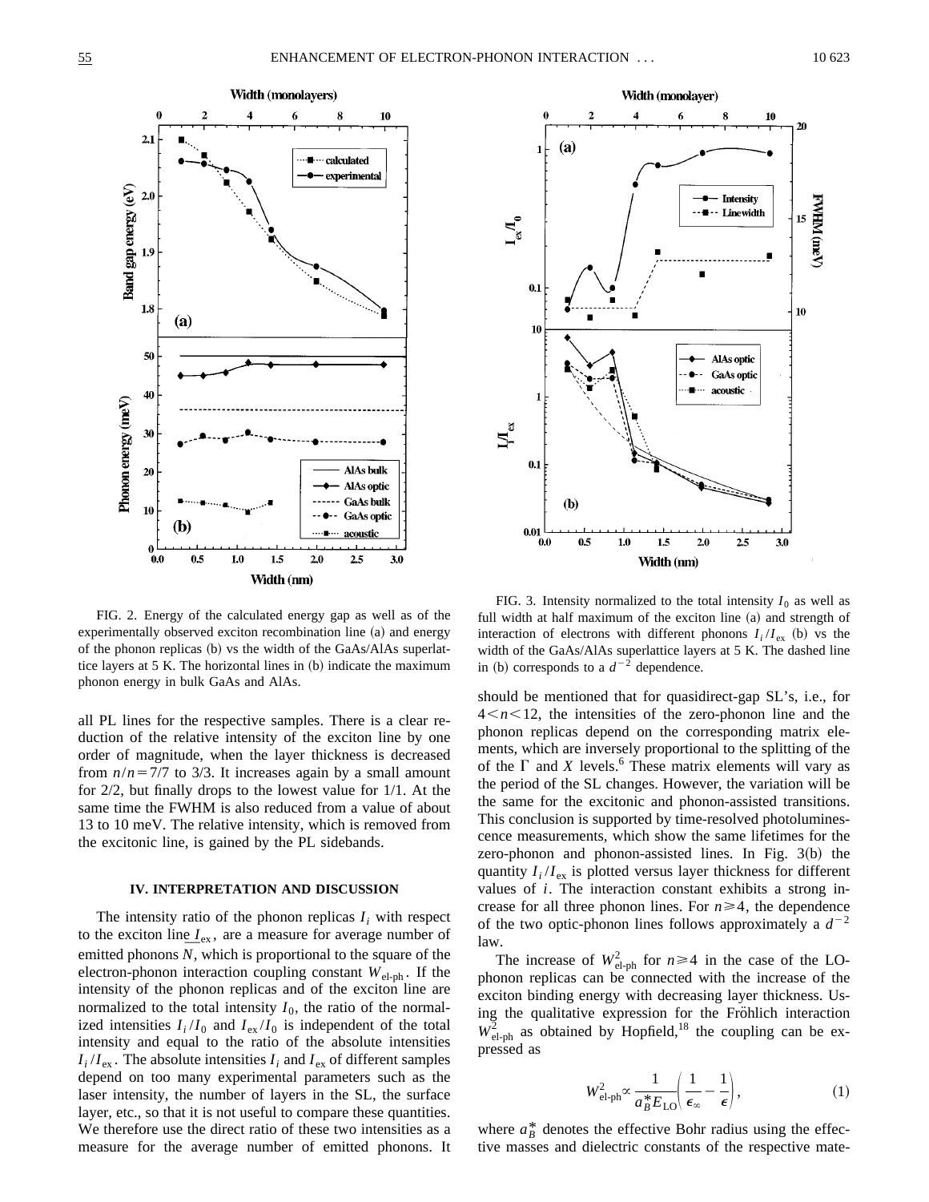FIG. 2. Energy of the calculated energy gap as well as of the experimentally observed exciton recombination line (a) and energy of the phonon replicas (b) vs the width of the GaAs/AlAs superlattice layers at 5 K. The horizontal lines in (b) indicate the maximum phonon energy in bulk GaAs and AlAs.

FIG. 3. Intensity normalized to the total intensity $I_0$ as well as full width at half maximum of the exciton line (a) and strength of interaction of electrons with different phonons $I_i/I_{\mathrm{ex}}$ (b) vs the width of the GaAs/AlAs superlattice layers at 5 K. The dashed line in (b) corresponds to a $d^{-2}$ dependence.

all PL lines for the respective samples. There is a clear reduction of the relative intensity of the exciton line by one order of magnitude, when the layer thickness is decreased from $n/n=7/7$ to 3/3. It increases again by a small amount for 2/2, but finally drops to the lowest value for 1/1. At the same time the FWHM is also reduced from a value of about 13 to 10 meV. The relative intensity, which is removed from the excitonic line, is gained by the PL sidebands.

## IV. INTERPRETATION AND DISCUSSION

The intensity ratio of the phonon replicas $I_i$ with respect to the exciton line $I_{\mathrm{ex}}$, are a measure for average number of emitted phonons $N$, which is proportional to the square of the electron-phonon interaction coupling constant $W_{\text{el-ph}}$. If the intensity of the phonon replicas and of the exciton line are normalized to the total intensity $I_0$, the ratio of the normalized intensities $I_i/I_0$ and $I_{\mathrm{ex}}/I_0$ is independent of the total intensity and equal to the ratio of the absolute intensities $I_i/I_{\mathrm{ex}}$. The absolute intensities $I_i$ and $I_{\mathrm{ex}}$ of different samples depend on too many experimental parameters such as the laser intensity, the number of layers in the SL, the surface layer, etc., so that it is not useful to compare these quantities. We therefore use the direct ratio of these two intensities as a measure for the average number of emitted phonons. It should be mentioned that for quasidirect-gap SL's, i.e., for $4<n<12$, the intensities of the zero-phonon line and the phonon replicas depend on the corresponding matrix elements, which are inversely proportional to the splitting of the of the $\Gamma$ and $X$ levels.[6] These matrix elements will vary as the period of the SL changes. However, the variation will be the same for the excitonic and phonon-assisted transitions. This conclusion is supported by time-resolved photoluminescence measurements, which show the same lifetimes for the zero-phonon and phonon-assisted lines. In Fig. 3(b) the quantity $I_i/I_{\mathrm{ex}}$ is plotted versus layer thickness for different values of $i$. The interaction constant exhibits a strong increase for all three phonon lines. For $n\geqslant 4$, the dependence of the two optic-phonon lines follows approximately a $d^{-2}$ law.

The increase of $W_{\text{el-ph}}^2$ for $n\geqslant 4$ in the case of the LO-phonon replicas can be connected with the increase of the exciton binding energy with decreasing layer thickness. Using the qualitative expression for the Fröhlich interaction $W_{\text{el-ph}}^2$ as obtained by Hopfield,[18] the coupling can be expressed as

$$W_{\text{el-ph}}^2 \propto \frac{1}{a_B^* E_{\mathrm{LO}}}\left(\frac{1}{\epsilon_\infty}-\frac{1}{\epsilon}\right), \tag{1}$$

where $a_B^*$ denotes the effective Bohr radius using the effective masses and dielectric constants of the respective mate-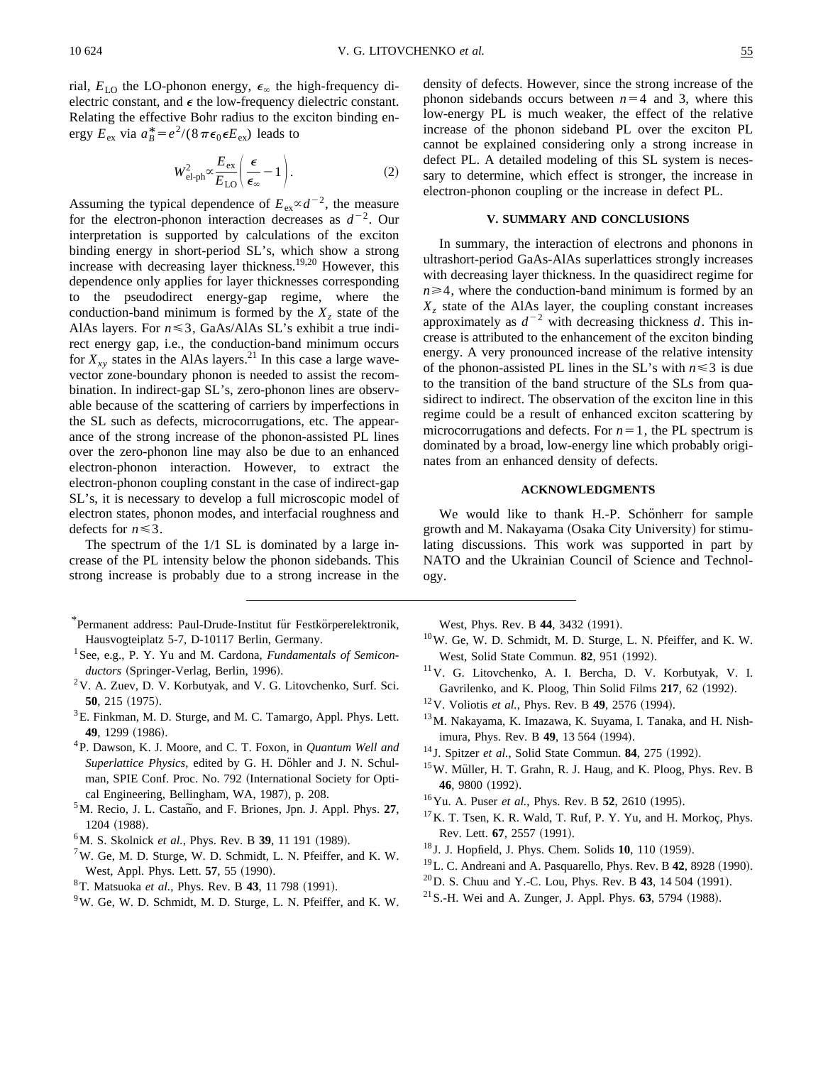rial, $E_{LO}$ the LO-phonon energy, $\epsilon_\infty$ the high-frequency dielectric constant, and $\epsilon$ the low-frequency dielectric constant. Relating the effective Bohr radius to the exciton binding energy $E_{ex}$ via $a_B^* = e^2/(8\pi\epsilon_0\epsilon E_{ex})$ leads to

$$W_{\text{el-ph}}^2 \propto \frac{E_{ex}}{E_{LO}}\left(\frac{\epsilon}{\epsilon_\infty} - 1\right). \tag{2}$$

Assuming the typical dependence of $E_{ex} \propto d^{-2}$, the measure for the electron-phonon interaction decreases as $d^{-2}$. Our interpretation is supported by calculations of the exciton binding energy in short-period SL's, which show a strong increase with decreasing layer thickness.[19,20] However, this dependence only applies for layer thicknesses corresponding to the pseudodirect energy-gap regime, where the conduction-band minimum is formed by the $X_z$ state of the AlAs layers. For $n \leqslant 3$, GaAs/AlAs SL's exhibit a true indirect energy gap, i.e., the conduction-band minimum occurs for $X_{xy}$ states in the AlAs layers.[21] In this case a large wave-vector zone-boundary phonon is needed to assist the recombination. In indirect-gap SL's, zero-phonon lines are observable because of the scattering of carriers by imperfections in the SL such as defects, microcorrugations, etc. The appearance of the strong increase of the phonon-assisted PL lines over the zero-phonon line may also be due to an enhanced electron-phonon interaction. However, to extract the electron-phonon coupling constant in the case of indirect-gap SL's, it is necessary to develop a full microscopic model of electron states, phonon modes, and interfacial roughness and defects for $n \leqslant 3$.

The spectrum of the 1/1 SL is dominated by a large increase of the PL intensity below the phonon sidebands. This strong increase is probably due to a strong increase in the density of defects. However, since the strong increase of the phonon sidebands occurs between $n=4$ and 3, where this low-energy PL is much weaker, the effect of the relative increase of the phonon sideband PL over the exciton PL cannot be explained considering only a strong increase in defect PL. A detailed modeling of this SL system is necessary to determine, which effect is stronger, the increase in electron-phonon coupling or the increase in defect PL.

## V. SUMMARY AND CONCLUSIONS

In summary, the interaction of electrons and phonons in ultrashort-period GaAs-AlAs superlattices strongly increases with decreasing layer thickness. In the quasidirect regime for $n \geqslant 4$, where the conduction-band minimum is formed by an $X_z$ state of the AlAs layer, the coupling constant increases approximately as $d^{-2}$ with decreasing thickness $d$. This increase is attributed to the enhancement of the exciton binding energy. A very pronounced increase of the relative intensity of the phonon-assisted PL lines in the SL's with $n \leqslant 3$ is due to the transition of the band structure of the SLs from quasidirect to indirect. The observation of the exciton line in this regime could be a result of enhanced exciton scattering by microcorrugations and defects. For $n=1$, the PL spectrum is dominated by a broad, low-energy line which probably originates from an enhanced density of defects.

## ACKNOWLEDGMENTS

We would like to thank H.-P. Schönherr for sample growth and M. Nakayama (Osaka City University) for stimulating discussions. This work was supported in part by NATO and the Ukrainian Council of Science and Technology.

---

*Permanent address: Paul-Drude-Institut für Festkörperelektronik, Hausvogteiplatz 5-7, D-10117 Berlin, Germany.

[1] See, e.g., P. Y. Yu and M. Cardona, *Fundamentals of Semiconductors* (Springer-Verlag, Berlin, 1996).

[2] V. A. Zuev, D. V. Korbutyak, and V. G. Litovchenko, Surf. Sci. **50**, 215 (1975).

[3] E. Finkman, M. D. Sturge, and M. C. Tamargo, Appl. Phys. Lett. **49**, 1299 (1986).

[4] P. Dawson, K. J. Moore, and C. T. Foxon, in *Quantum Well and Superlattice Physics*, edited by G. H. Döhler and J. N. Schulman, SPIE Conf. Proc. No. 792 (International Society for Optical Engineering, Bellingham, WA, 1987), p. 208.

[5] M. Recio, J. L. Castaño, and F. Briones, Jpn. J. Appl. Phys. **27**, 1204 (1988).

[6] M. S. Skolnick *et al.*, Phys. Rev. B **39**, 11 191 (1989).

[7] W. Ge, M. D. Sturge, W. D. Schmidt, L. N. Pfeiffer, and K. W. West, Appl. Phys. Lett. **57**, 55 (1990).

[8] T. Matsuoka *et al.*, Phys. Rev. B **43**, 11 798 (1991).

[9] W. Ge, W. D. Schmidt, M. D. Sturge, L. N. Pfeiffer, and K. W. West, Phys. Rev. B **44**, 3432 (1991).

[10] W. Ge, W. D. Schmidt, M. D. Sturge, L. N. Pfeiffer, and K. W. West, Solid State Commun. **82**, 951 (1992).

[11] V. G. Litovchenko, A. I. Bercha, D. V. Korbutyak, V. I. Gavrilenko, and K. Ploog, Thin Solid Films **217**, 62 (1992).

[12] V. Voliotis *et al.*, Phys. Rev. B **49**, 2576 (1994).

[13] M. Nakayama, K. Imazawa, K. Suyama, I. Tanaka, and H. Nishimura, Phys. Rev. B **49**, 13 564 (1994).

[14] J. Spitzer *et al.*, Solid State Commun. **84**, 275 (1992).

[15] W. Müller, H. T. Grahn, R. J. Haug, and K. Ploog, Phys. Rev. B **46**, 9800 (1992).

[16] Yu. A. Puser *et al.*, Phys. Rev. B **52**, 2610 (1995).

[17] K. T. Tsen, K. R. Wald, T. Ruf, P. Y. Yu, and H. Morkoç, Phys. Rev. Lett. **67**, 2557 (1991).

[18] J. J. Hopfield, J. Phys. Chem. Solids **10**, 110 (1959).

[19] L. C. Andreani and A. Pasquarello, Phys. Rev. B **42**, 8928 (1990).

[20] D. S. Chuu and Y.-C. Lou, Phys. Rev. B **43**, 14 504 (1991).

[21] S.-H. Wei and A. Zunger, J. Appl. Phys. **63**, 5794 (1988).